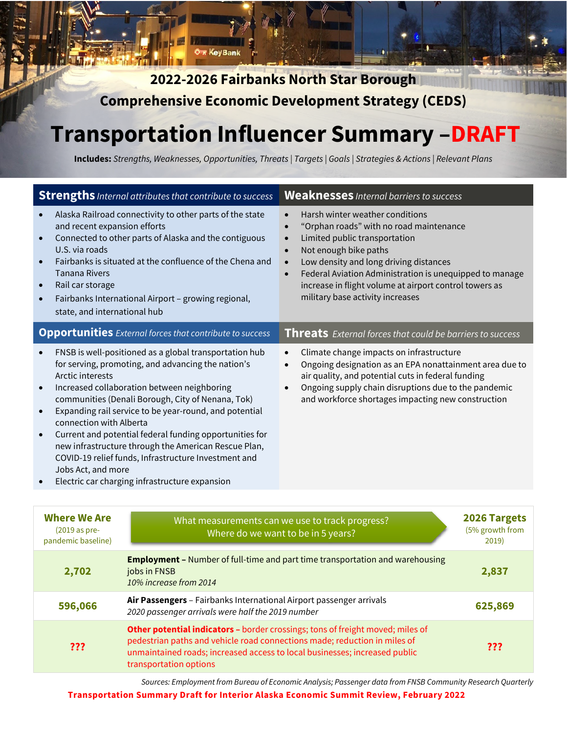# 2022-2026 Fairbanks North Star Borough Comprehensive Economic Development Strategy (CEDS)

# Transportation Influencer Summary –DRAFT

**Includes:** *Strengths, Weaknesses, Opportunities, Threats | Targets | Goals | Strategies & Actions | Relevant Plans*

## Strengths *Internal attributes that contribute to success*

- Alaska Railroad connectivity to other parts of the state and recent expansion efforts
- Connected to other parts of Alaska and the contiguous U.S. via roads
- Fairbanks is situated at the confluence of the Chena and Tanana Rivers
- Rail car storage
- Fairbanks International Airport – growing regional, state, and international hub

## Weaknesses *Internal barriers to success*

- Harsh winter weather conditions
- "Orphan roads" with no road maintenance
- Limited public transportation
- Not enough bike paths
- Low density and long driving distances
- Federal Aviation Administration is unequipped to manage increase in flight volume at airport control towers as military base activity increases

## Opportunities *External forces that contribute to success*

- FNSB is well-positioned as a global transportation hub for serving, promoting, and advancing the nation's Arctic interests
- Increased collaboration between neighboring communities (Denali Borough, City of Nenana, Tok)
- Expanding rail service to be year-round, and potential connection with Alberta
- Current and potential federal funding opportunities for new infrastructure through the American Rescue Plan, COVID-19 relief funds, Infrastructure Investment and Jobs Act, and more
- Electric car charging infrastructure expansion

## Threats *External forces that could be barriers to success*

- Climate change impacts on infrastructure
- Ongoing designation as an EPA nonattainment area due to air quality, and potential cuts in federal funding
- Ongoing supply chain disruptions due to the pandemic and workforce shortages impacting new construction

| Where We Are (2019 as pre-pandemic baseline) | What measurements can we use to track progress? Where do we want to be in 5 years? | 2026 Targets (5% growth from 2019) |
|---|---|---|
| 2,702 | **Employment –** Number of full-time and part time transportation and warehousing jobs in FNSB<br>*10% increase from 2014* | 2,837 |
| 596,066 | **Air Passengers** – Fairbanks International Airport passenger arrivals<br>*2020 passenger arrivals were half the 2019 number* | 625,869 |
| ??? | **Other potential indicators –** border crossings; tons of freight moved; miles of pedestrian paths and vehicle road connections made; reduction in miles of unmaintained roads; increased access to local businesses; increased public transportation options | ??? |

*Sources: Employment from Bureau of Economic Analysis; Passenger data from FNSB Community Research Quarterly*

**Transportation Summary Draft for Interior Alaska Economic Summit Review, February 2022**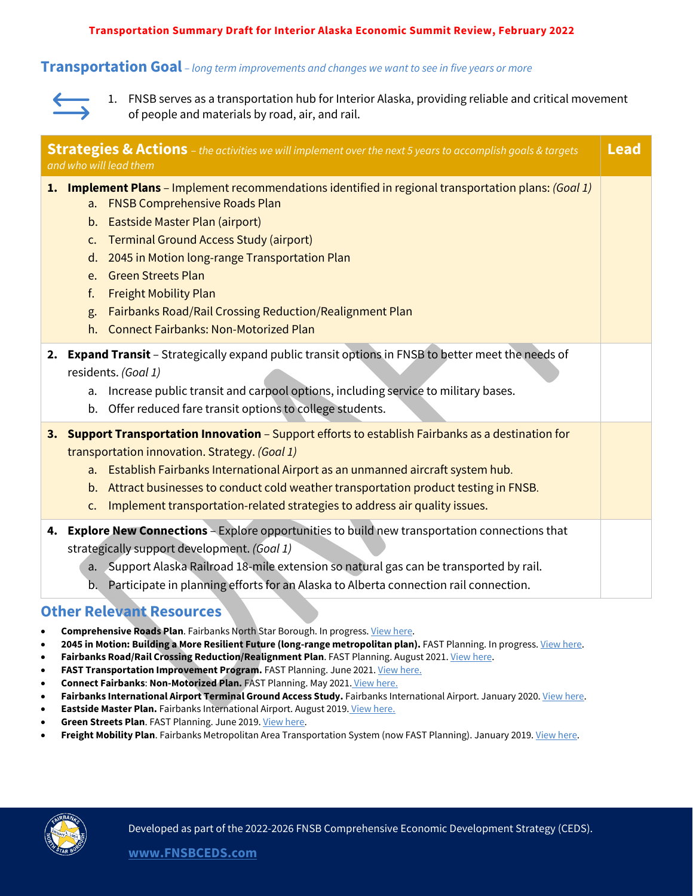Transportation Summary Draft for Interior Alaska Economic Summit Review, February 2022

## Transportation Goal – *long term improvements and changes we want to see in five years or more*

1. FNSB serves as a transportation hub for Interior Alaska, providing reliable and critical movement of people and materials by road, air, and rail.

| **Strategies & Actions** – *the activities we will implement over the next 5 years to accomplish goals & targets and who will lead them* | **Lead** |
|---|---|
| **1. Implement Plans** – Implement recommendations identified in regional transportation plans: *(Goal 1)*<br>a. FNSB Comprehensive Roads Plan<br>b. Eastside Master Plan (airport)<br>c. Terminal Ground Access Study (airport)<br>d. 2045 in Motion long-range Transportation Plan<br>e. Green Streets Plan<br>f. Freight Mobility Plan<br>g. Fairbanks Road/Rail Crossing Reduction/Realignment Plan<br>h. Connect Fairbanks: Non-Motorized Plan | |
| **2. Expand Transit** – Strategically expand public transit options in FNSB to better meet the needs of residents. *(Goal 1)*<br>a. Increase public transit and carpool options, including service to military bases.<br>b. Offer reduced fare transit options to college students. | |
| **3. Support Transportation Innovation** – Support efforts to establish Fairbanks as a destination for transportation innovation. Strategy. *(Goal 1)*<br>a. Establish Fairbanks International Airport as an unmanned aircraft system hub.<br>b. Attract businesses to conduct cold weather transportation product testing in FNSB.<br>c. Implement transportation-related strategies to address air quality issues. | |
| **4. Explore New Connections** – Explore opportunities to build new transportation connections that strategically support development. *(Goal 1)*<br>a. Support Alaska Railroad 18-mile extension so natural gas can be transported by rail.<br>b. Participate in planning efforts for an Alaska to Alberta connection rail connection. | |

## Other Relevant Resources

- **Comprehensive Roads Plan**. Fairbanks North Star Borough. In progress. View here.
- **2045 in Motion: Building a More Resilient Future (long-range metropolitan plan).** FAST Planning. In progress. View here.
- **Fairbanks Road/Rail Crossing Reduction/Realignment Plan**. FAST Planning. August 2021. View here.
- **FAST Transportation Improvement Program.** FAST Planning. June 2021. View here.
- **Connect Fairbanks**: **Non-Motorized Plan.** FAST Planning. May 2021. View here.
- **Fairbanks International Airport Terminal Ground Access Study.** Fairbanks International Airport. January 2020. View here.
- **Eastside Master Plan.** Fairbanks International Airport. August 2019. View here.
- **Green Streets Plan**. FAST Planning. June 2019. View here.
- **Freight Mobility Plan**. Fairbanks Metropolitan Area Transportation System (now FAST Planning). January 2019. View here.

Developed as part of the 2022-2026 FNSB Comprehensive Economic Development Strategy (CEDS).

**www.FNSBCEDS.com**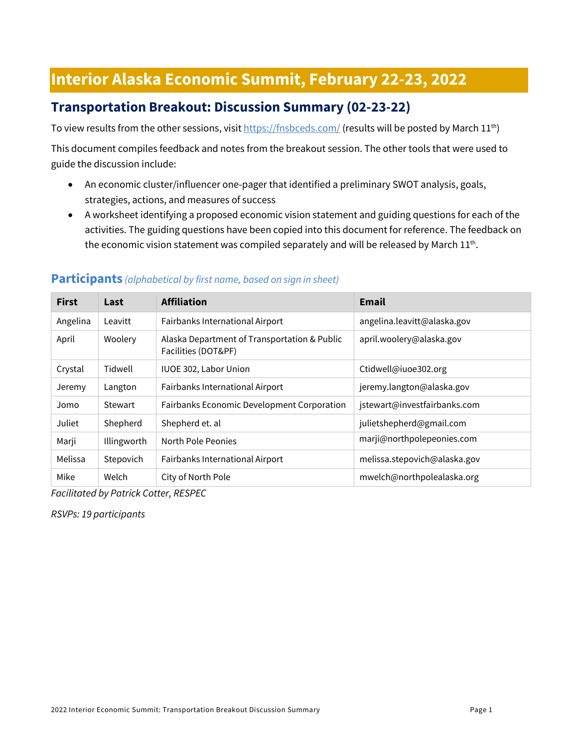# Interior Alaska Economic Summit, February 22-23, 2022

## Transportation Breakout: Discussion Summary (02-23-22)

To view results from the other sessions, visit https://fnsbceds.com/ (results will be posted by March 11th)

This document compiles feedback and notes from the breakout session. The other tools that were used to guide the discussion include:

- An economic cluster/influencer one-pager that identified a preliminary SWOT analysis, goals, strategies, actions, and measures of success
- A worksheet identifying a proposed economic vision statement and guiding questions for each of the activities. The guiding questions have been copied into this document for reference. The feedback on the economic vision statement was compiled separately and will be released by March 11th.

### Participants *(alphabetical by first name, based on sign in sheet)*

| First | Last | Affiliation | Email |
|---|---|---|---|
| Angelina | Leavitt | Fairbanks International Airport | angelina.leavitt@alaska.gov |
| April | Woolery | Alaska Department of Transportation & Public Facilities (DOT&PF) | april.woolery@alaska.gov |
| Crystal | Tidwell | IUOE 302, Labor Union | Ctidwell@iuoe302.org |
| Jeremy | Langton | Fairbanks International Airport | jeremy.langton@alaska.gov |
| Jomo | Stewart | Fairbanks Economic Development Corporation | jstewart@investfairbanks.com |
| Juliet | Shepherd | Shepherd et. al | julietshepherd@gmail.com |
| Marji | Illingworth | North Pole Peonies | marji@northpolepeonies.com |
| Melissa | Stepovich | Fairbanks International Airport | melissa.stepovich@alaska.gov |
| Mike | Welch | City of North Pole | mwelch@northpolealaska.org |

*Facilitated by Patrick Cotter, RESPEC*

*RSVPs: 19 participants*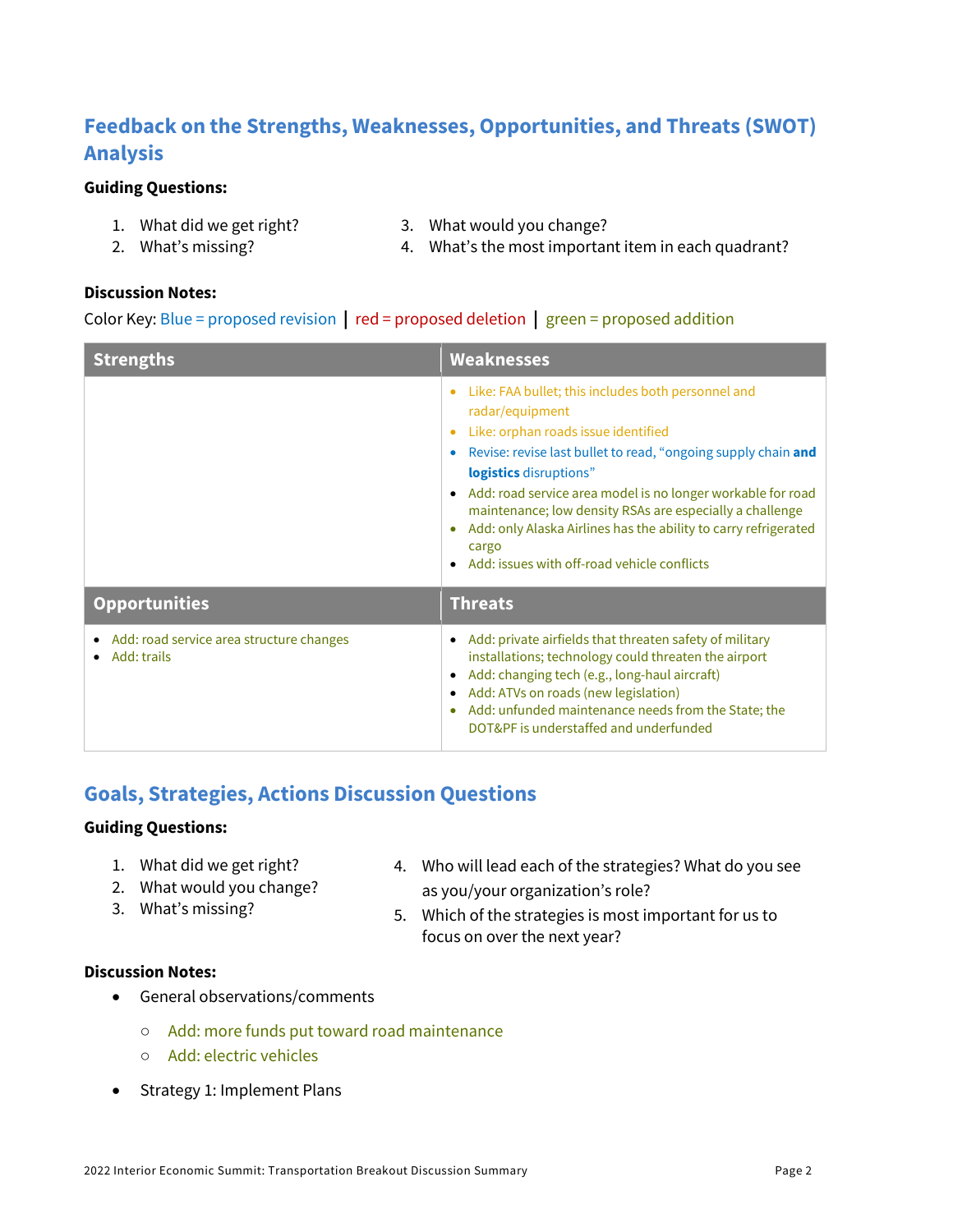## Feedback on the Strengths, Weaknesses, Opportunities, and Threats (SWOT) Analysis

**Guiding Questions:**

1. What did we get right?
2. What's missing?
3. What would you change?
4. What's the most important item in each quadrant?

**Discussion Notes:**

Color Key: Blue = proposed revision | red = proposed deletion | green = proposed addition

| Strengths | Weaknesses |
|---|---|
| | • Like: FAA bullet; this includes both personnel and radar/equipment<br>• Like: orphan roads issue identified<br>• Revise: revise last bullet to read, "ongoing supply chain **and logistics** disruptions"<br>• Add: road service area model is no longer workable for road maintenance; low density RSAs are especially a challenge<br>• Add: only Alaska Airlines has the ability to carry refrigerated cargo<br>• Add: issues with off-road vehicle conflicts |
| **Opportunities** | **Threats** |
| • Add: road service area structure changes<br>• Add: trails | • Add: private airfields that threaten safety of military installations; technology could threaten the airport<br>• Add: changing tech (e.g., long-haul aircraft)<br>• Add: ATVs on roads (new legislation)<br>• Add: unfunded maintenance needs from the State; the DOT&PF is understaffed and underfunded |

## Goals, Strategies, Actions Discussion Questions

**Guiding Questions:**

1. What did we get right?
2. What would you change?
3. What's missing?
4. Who will lead each of the strategies? What do you see as you/your organization's role?
5. Which of the strategies is most important for us to focus on over the next year?

**Discussion Notes:**

- General observations/comments
  - Add: more funds put toward road maintenance
  - Add: electric vehicles
- Strategy 1: Implement Plans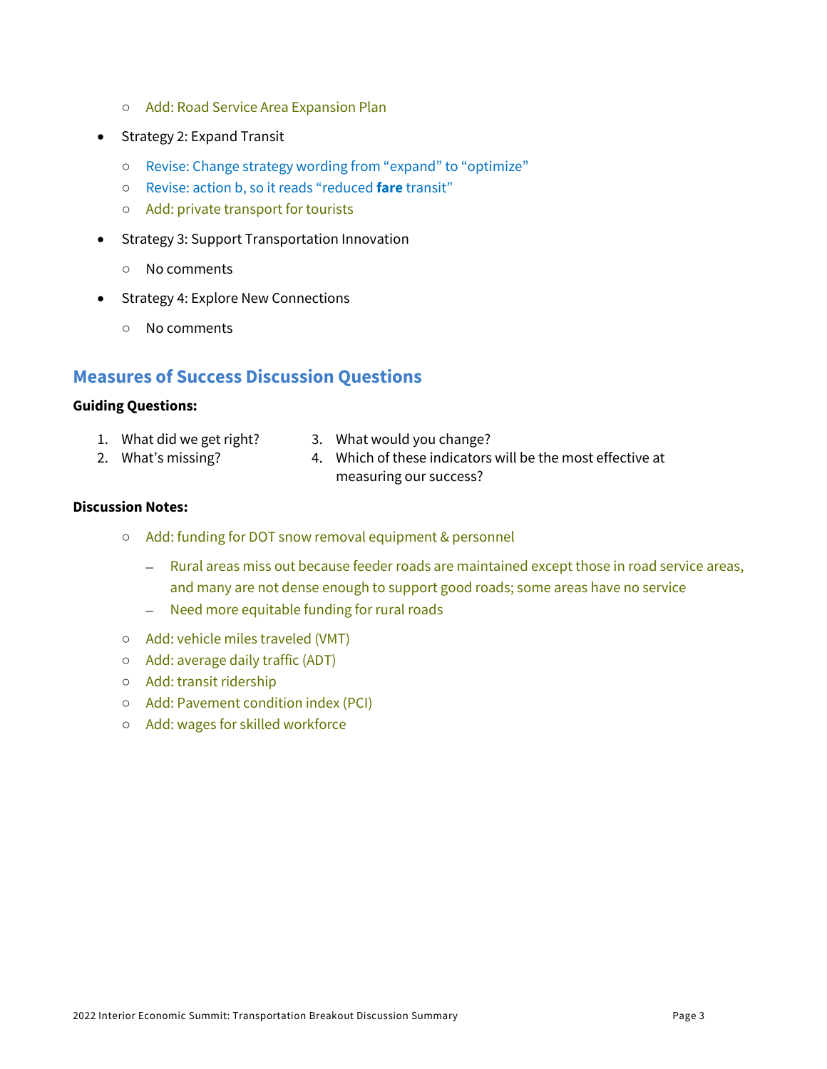- Add: Road Service Area Expansion Plan

- Strategy 2: Expand Transit
  - Revise: Change strategy wording from "expand" to "optimize"
  - Revise: action b, so it reads "reduced **fare** transit"
  - Add: private transport for tourists
- Strategy 3: Support Transportation Innovation
  - No comments
- Strategy 4: Explore New Connections
  - No comments

## Measures of Success Discussion Questions

**Guiding Questions:**

1. What did we get right?
2. What's missing?
3. What would you change?
4. Which of these indicators will be the most effective at measuring our success?

**Discussion Notes:**

- Add: funding for DOT snow removal equipment & personnel
  - Rural areas miss out because feeder roads are maintained except those in road service areas, and many are not dense enough to support good roads; some areas have no service
  - Need more equitable funding for rural roads
- Add: vehicle miles traveled (VMT)
- Add: average daily traffic (ADT)
- Add: transit ridership
- Add: Pavement condition index (PCI)
- Add: wages for skilled workforce